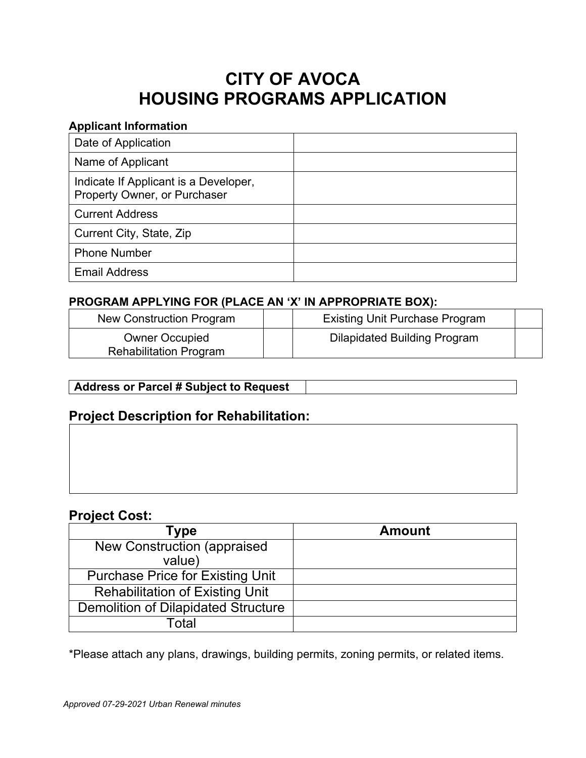# CITY OF AVOCA
# HOUSING PROGRAMS APPLICATION

**Applicant Information**

| | |
|---|---|
| Date of Application | |
| Name of Applicant | |
| Indicate If Applicant is a Developer, Property Owner, or Purchaser | |
| Current Address | |
| Current City, State, Zip | |
| Phone Number | |
| Email Address | |

**PROGRAM APPLYING FOR (PLACE AN 'X' IN APPROPRIATE BOX):**

| | | | |
|---|---|---|---|
| New Construction Program | | Existing Unit Purchase Program | |
| Owner Occupied Rehabilitation Program | | Dilapidated Building Program | |

| | |
|---|---|
| **Address or Parcel # Subject to Request** | |

## Project Description for Rehabilitation:

| |
|---|
| |

## Project Cost:

| Type | Amount |
|---|---|
| New Construction (appraised value) | |
| Purchase Price for Existing Unit | |
| Rehabilitation of Existing Unit | |
| Demolition of Dilapidated Structure | |
| Total | |

*Please attach any plans, drawings, building permits, zoning permits, or related items.

*Approved 07-29-2021 Urban Renewal minutes*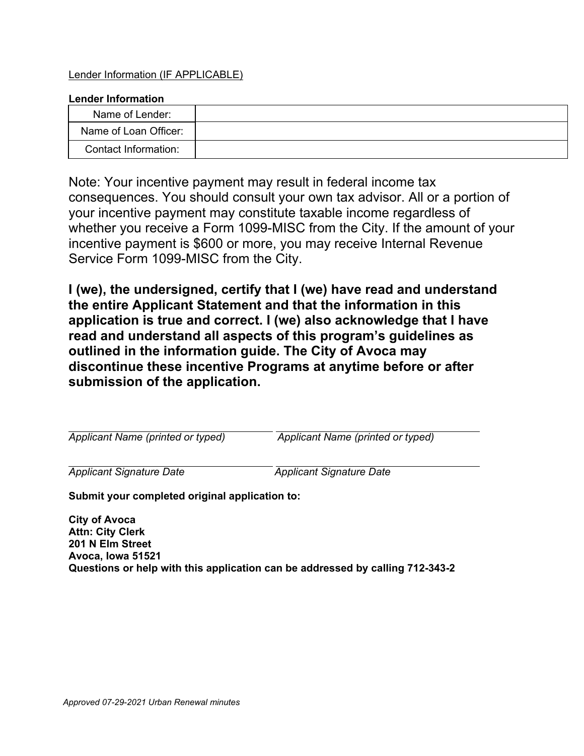Lender Information (IF APPLICABLE)

**Lender Information**

| Name of Lender: | |
|---|---|
| Name of Loan Officer: | |
| Contact Information: | |

Note: Your incentive payment may result in federal income tax consequences. You should consult your own tax advisor. All or a portion of your incentive payment may constitute taxable income regardless of whether you receive a Form 1099-MISC from the City. If the amount of your incentive payment is $600 or more, you may receive Internal Revenue Service Form 1099-MISC from the City.

**I (we), the undersigned, certify that I (we) have read and understand the entire Applicant Statement and that the information in this application is true and correct. I (we) also acknowledge that I have read and understand all aspects of this program's guidelines as outlined in the information guide. The City of Avoca may discontinue these incentive Programs at anytime before or after submission of the application.**

_______________________________ _______________________________
*Applicant Name (printed or typed)* *Applicant Name (printed or typed)*

_______________________________ _______________________________
*Applicant Signature Date* *Applicant Signature Date*

**Submit your completed original application to:**

**City of Avoca**
**Attn: City Clerk**
**201 N Elm Street**
**Avoca, Iowa 51521**
**Questions or help with this application can be addressed by calling 712-343-2**

*Approved 07-29-2021 Urban Renewal minutes*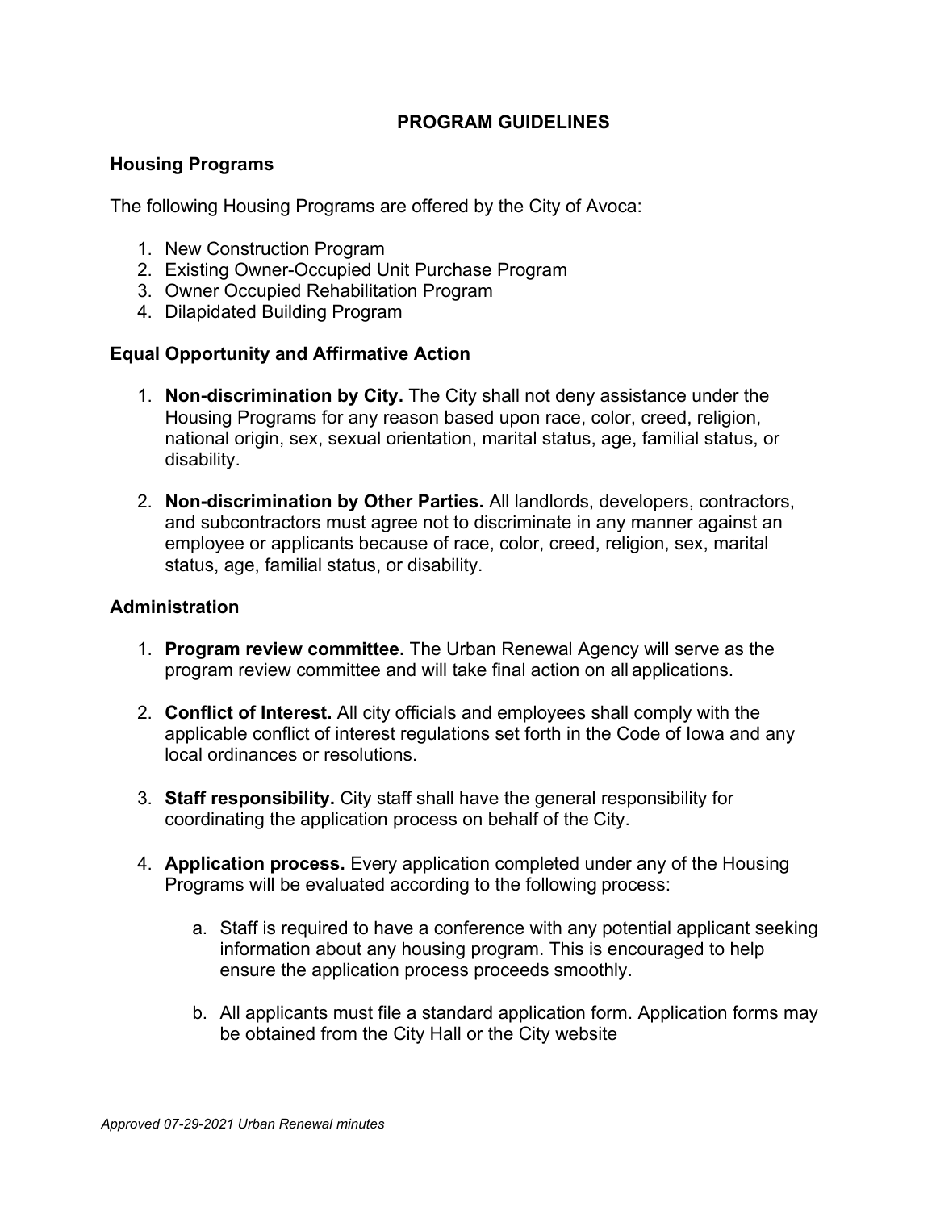# PROGRAM GUIDELINES

## Housing Programs

The following Housing Programs are offered by the City of Avoca:

1. New Construction Program
2. Existing Owner-Occupied Unit Purchase Program
3. Owner Occupied Rehabilitation Program
4. Dilapidated Building Program

## Equal Opportunity and Affirmative Action

1. **Non-discrimination by City.** The City shall not deny assistance under the Housing Programs for any reason based upon race, color, creed, religion, national origin, sex, sexual orientation, marital status, age, familial status, or disability.

2. **Non-discrimination by Other Parties.** All landlords, developers, contractors, and subcontractors must agree not to discriminate in any manner against an employee or applicants because of race, color, creed, religion, sex, marital status, age, familial status, or disability.

## Administration

1. **Program review committee.** The Urban Renewal Agency will serve as the program review committee and will take final action on all applications.

2. **Conflict of Interest.** All city officials and employees shall comply with the applicable conflict of interest regulations set forth in the Code of Iowa and any local ordinances or resolutions.

3. **Staff responsibility.** City staff shall have the general responsibility for coordinating the application process on behalf of the City.

4. **Application process.** Every application completed under any of the Housing Programs will be evaluated according to the following process:

    a. Staff is required to have a conference with any potential applicant seeking information about any housing program. This is encouraged to help ensure the application process proceeds smoothly.

    b. All applicants must file a standard application form. Application forms may be obtained from the City Hall or the City website

*Approved 07-29-2021 Urban Renewal minutes*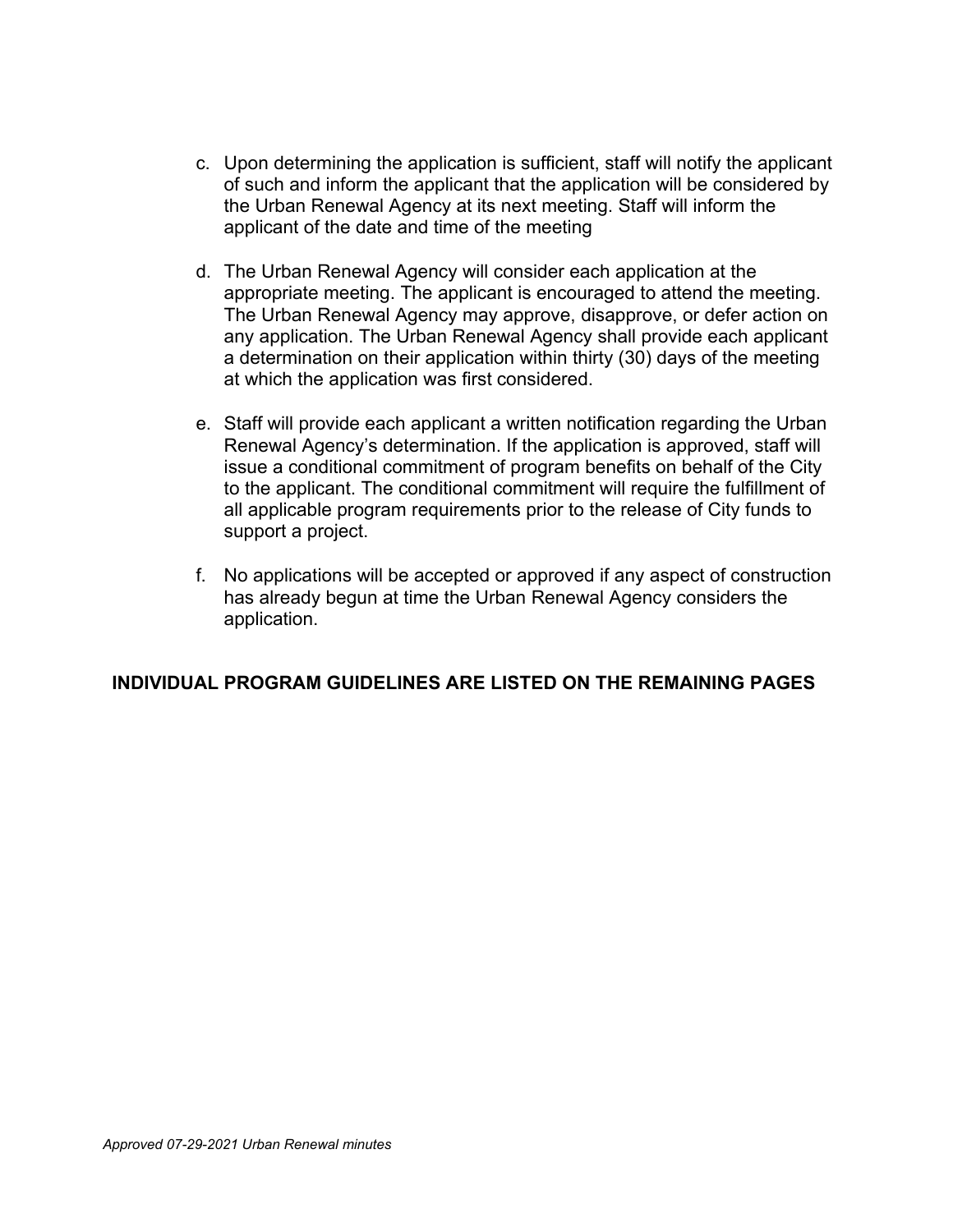c. Upon determining the application is sufficient, staff will notify the applicant of such and inform the applicant that the application will be considered by the Urban Renewal Agency at its next meeting. Staff will inform the applicant of the date and time of the meeting

d. The Urban Renewal Agency will consider each application at the appropriate meeting. The applicant is encouraged to attend the meeting. The Urban Renewal Agency may approve, disapprove, or defer action on any application. The Urban Renewal Agency shall provide each applicant a determination on their application within thirty (30) days of the meeting at which the application was first considered.

e. Staff will provide each applicant a written notification regarding the Urban Renewal Agency's determination. If the application is approved, staff will issue a conditional commitment of program benefits on behalf of the City to the applicant. The conditional commitment will require the fulfillment of all applicable program requirements prior to the release of City funds to support a project.

f. No applications will be accepted or approved if any aspect of construction has already begun at time the Urban Renewal Agency considers the application.

**INDIVIDUAL PROGRAM GUIDELINES ARE LISTED ON THE REMAINING PAGES**

*Approved 07-29-2021 Urban Renewal minutes*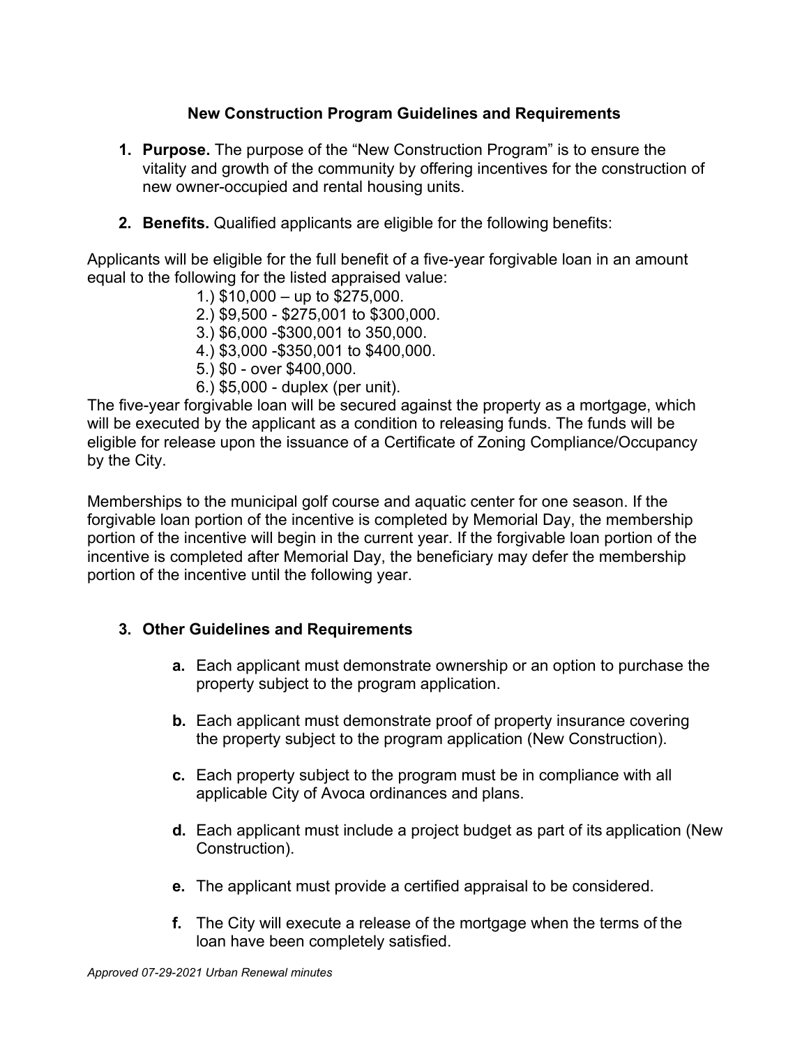## New Construction Program Guidelines and Requirements

1. **Purpose.** The purpose of the "New Construction Program" is to ensure the vitality and growth of the community by offering incentives for the construction of new owner-occupied and rental housing units.

2. **Benefits.** Qualified applicants are eligible for the following benefits:

Applicants will be eligible for the full benefit of a five-year forgivable loan in an amount equal to the following for the listed appraised value:

1.) $10,000 – up to $275,000.
2.) $9,500 - $275,001 to $300,000.
3.) $6,000 -$300,001 to 350,000.
4.) $3,000 -$350,001 to $400,000.
5.) $0 - over $400,000.
6.) $5,000 - duplex (per unit).

The five-year forgivable loan will be secured against the property as a mortgage, which will be executed by the applicant as a condition to releasing funds. The funds will be eligible for release upon the issuance of a Certificate of Zoning Compliance/Occupancy by the City.

Memberships to the municipal golf course and aquatic center for one season. If the forgivable loan portion of the incentive is completed by Memorial Day, the membership portion of the incentive will begin in the current year. If the forgivable loan portion of the incentive is completed after Memorial Day, the beneficiary may defer the membership portion of the incentive until the following year.

3. **Other Guidelines and Requirements**

   **a.** Each applicant must demonstrate ownership or an option to purchase the property subject to the program application.

   **b.** Each applicant must demonstrate proof of property insurance covering the property subject to the program application (New Construction).

   **c.** Each property subject to the program must be in compliance with all applicable City of Avoca ordinances and plans.

   **d.** Each applicant must include a project budget as part of its application (New Construction).

   **e.** The applicant must provide a certified appraisal to be considered.

   **f.** The City will execute a release of the mortgage when the terms of the loan have been completely satisfied.

*Approved 07-29-2021 Urban Renewal minutes*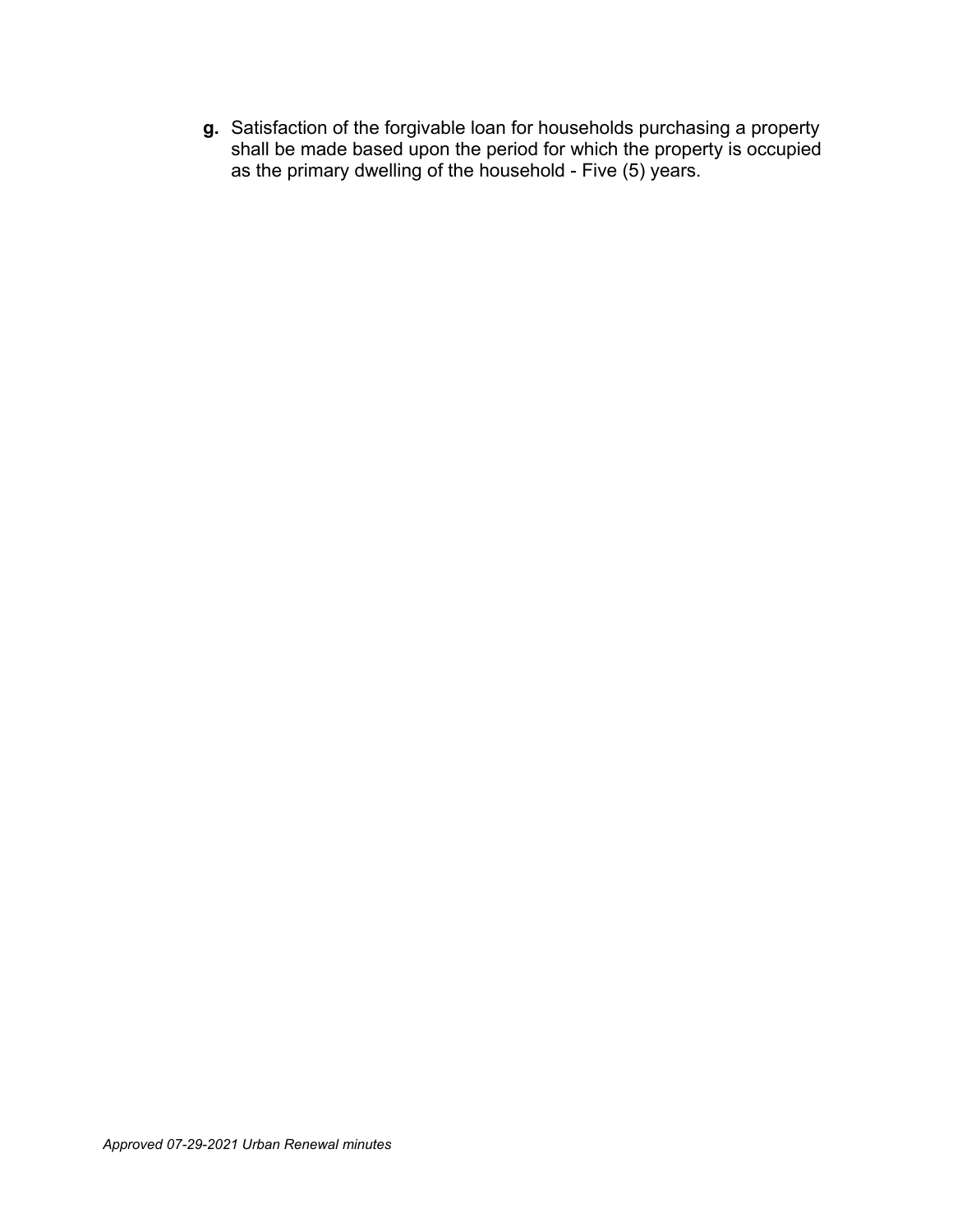**g.** Satisfaction of the forgivable loan for households purchasing a property shall be made based upon the period for which the property is occupied as the primary dwelling of the household - Five (5) years.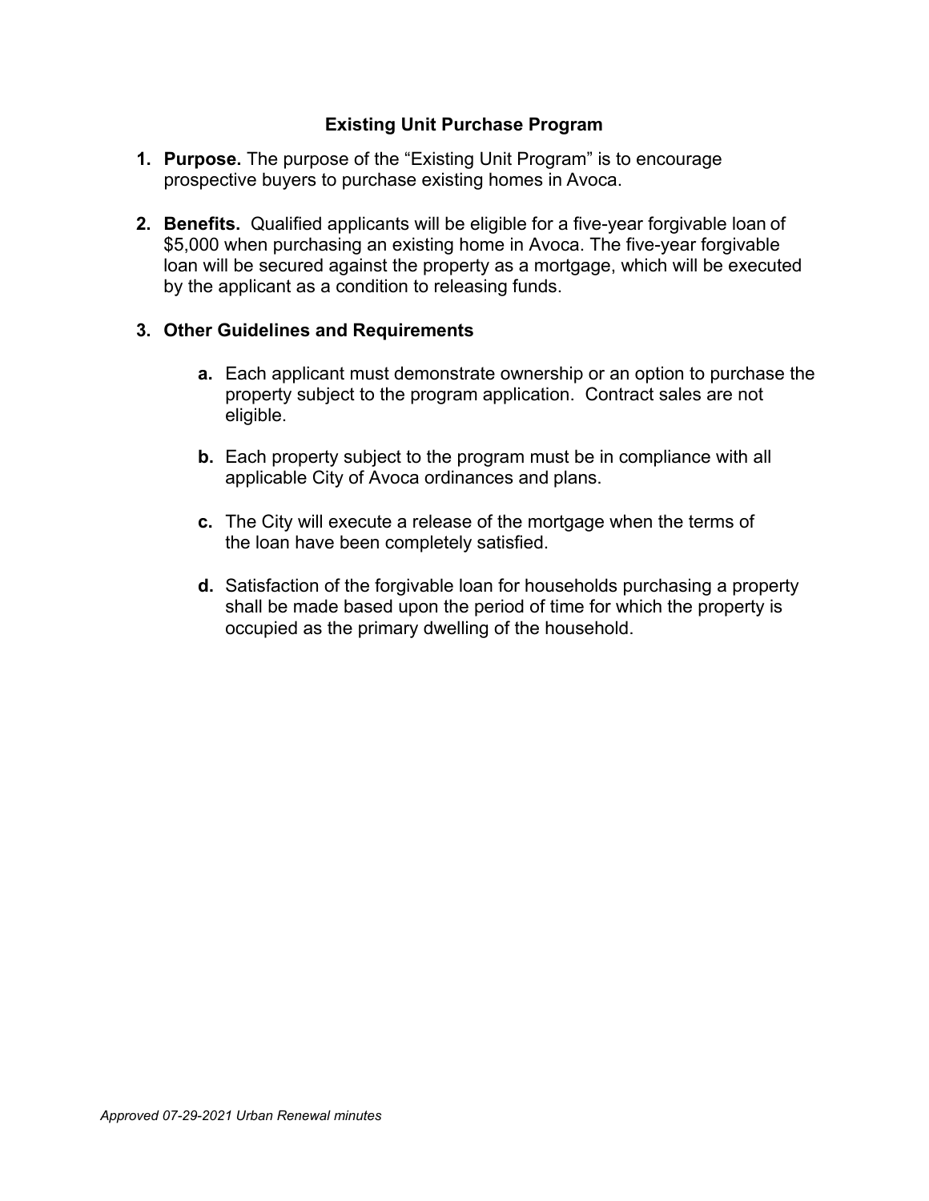## Existing Unit Purchase Program

1. **Purpose.** The purpose of the "Existing Unit Program" is to encourage prospective buyers to purchase existing homes in Avoca.

2. **Benefits.** Qualified applicants will be eligible for a five-year forgivable loan of $5,000 when purchasing an existing home in Avoca. The five-year forgivable loan will be secured against the property as a mortgage, which will be executed by the applicant as a condition to releasing funds.

3. **Other Guidelines and Requirements**

   a. Each applicant must demonstrate ownership or an option to purchase the property subject to the program application. Contract sales are not eligible.

   b. Each property subject to the program must be in compliance with all applicable City of Avoca ordinances and plans.

   c. The City will execute a release of the mortgage when the terms of the loan have been completely satisfied.

   d. Satisfaction of the forgivable loan for households purchasing a property shall be made based upon the period of time for which the property is occupied as the primary dwelling of the household.

*Approved 07-29-2021 Urban Renewal minutes*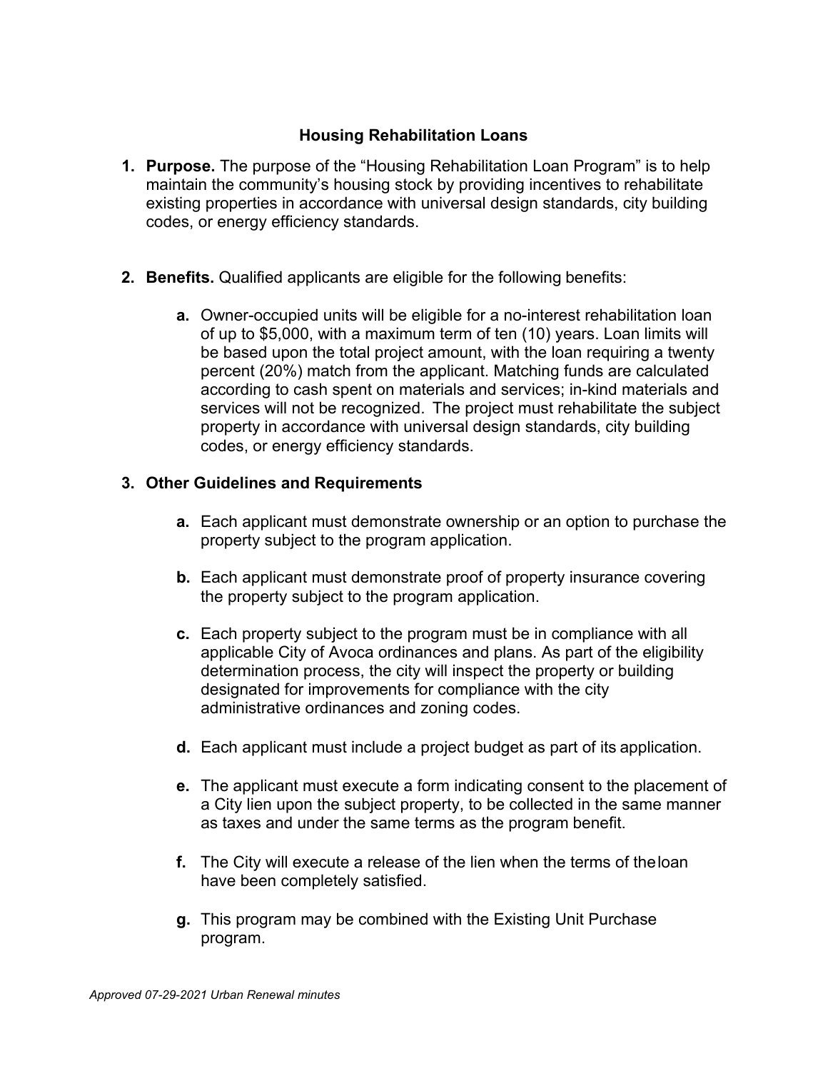## Housing Rehabilitation Loans

1. **Purpose.** The purpose of the "Housing Rehabilitation Loan Program" is to help maintain the community's housing stock by providing incentives to rehabilitate existing properties in accordance with universal design standards, city building codes, or energy efficiency standards.

2. **Benefits.** Qualified applicants are eligible for the following benefits:

   **a.** Owner-occupied units will be eligible for a no-interest rehabilitation loan of up to $5,000, with a maximum term of ten (10) years. Loan limits will be based upon the total project amount, with the loan requiring a twenty percent (20%) match from the applicant. Matching funds are calculated according to cash spent on materials and services; in-kind materials and services will not be recognized. The project must rehabilitate the subject property in accordance with universal design standards, city building codes, or energy efficiency standards.

3. **Other Guidelines and Requirements**

   **a.** Each applicant must demonstrate ownership or an option to purchase the property subject to the program application.

   **b.** Each applicant must demonstrate proof of property insurance covering the property subject to the program application.

   **c.** Each property subject to the program must be in compliance with all applicable City of Avoca ordinances and plans. As part of the eligibility determination process, the city will inspect the property or building designated for improvements for compliance with the city administrative ordinances and zoning codes.

   **d.** Each applicant must include a project budget as part of its application.

   **e.** The applicant must execute a form indicating consent to the placement of a City lien upon the subject property, to be collected in the same manner as taxes and under the same terms as the program benefit.

   **f.** The City will execute a release of the lien when the terms of the loan have been completely satisfied.

   **g.** This program may be combined with the Existing Unit Purchase program.

*Approved 07-29-2021 Urban Renewal minutes*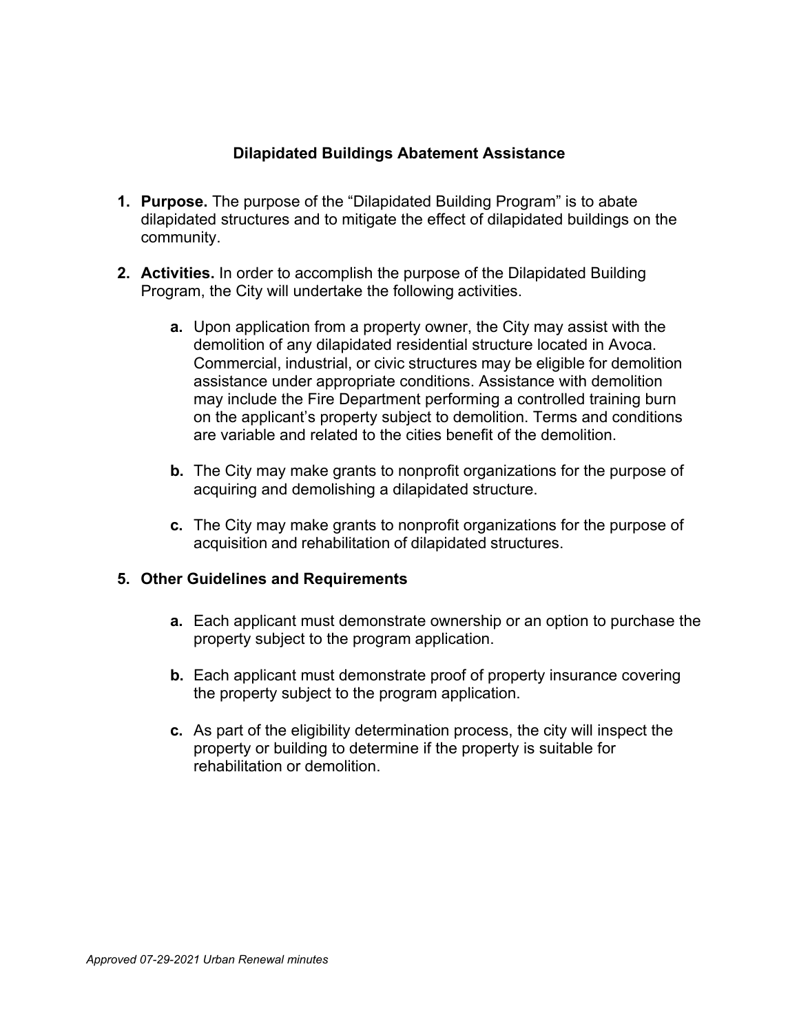### Dilapidated Buildings Abatement Assistance

1. **Purpose.** The purpose of the "Dilapidated Building Program" is to abate dilapidated structures and to mitigate the effect of dilapidated buildings on the community.

2. **Activities.** In order to accomplish the purpose of the Dilapidated Building Program, the City will undertake the following activities.

   **a.** Upon application from a property owner, the City may assist with the demolition of any dilapidated residential structure located in Avoca. Commercial, industrial, or civic structures may be eligible for demolition assistance under appropriate conditions. Assistance with demolition may include the Fire Department performing a controlled training burn on the applicant's property subject to demolition. Terms and conditions are variable and related to the cities benefit of the demolition.

   **b.** The City may make grants to nonprofit organizations for the purpose of acquiring and demolishing a dilapidated structure.

   **c.** The City may make grants to nonprofit organizations for the purpose of acquisition and rehabilitation of dilapidated structures.

5. **Other Guidelines and Requirements**

   **a.** Each applicant must demonstrate ownership or an option to purchase the property subject to the program application.

   **b.** Each applicant must demonstrate proof of property insurance covering the property subject to the program application.

   **c.** As part of the eligibility determination process, the city will inspect the property or building to determine if the property is suitable for rehabilitation or demolition.

*Approved 07-29-2021 Urban Renewal minutes*